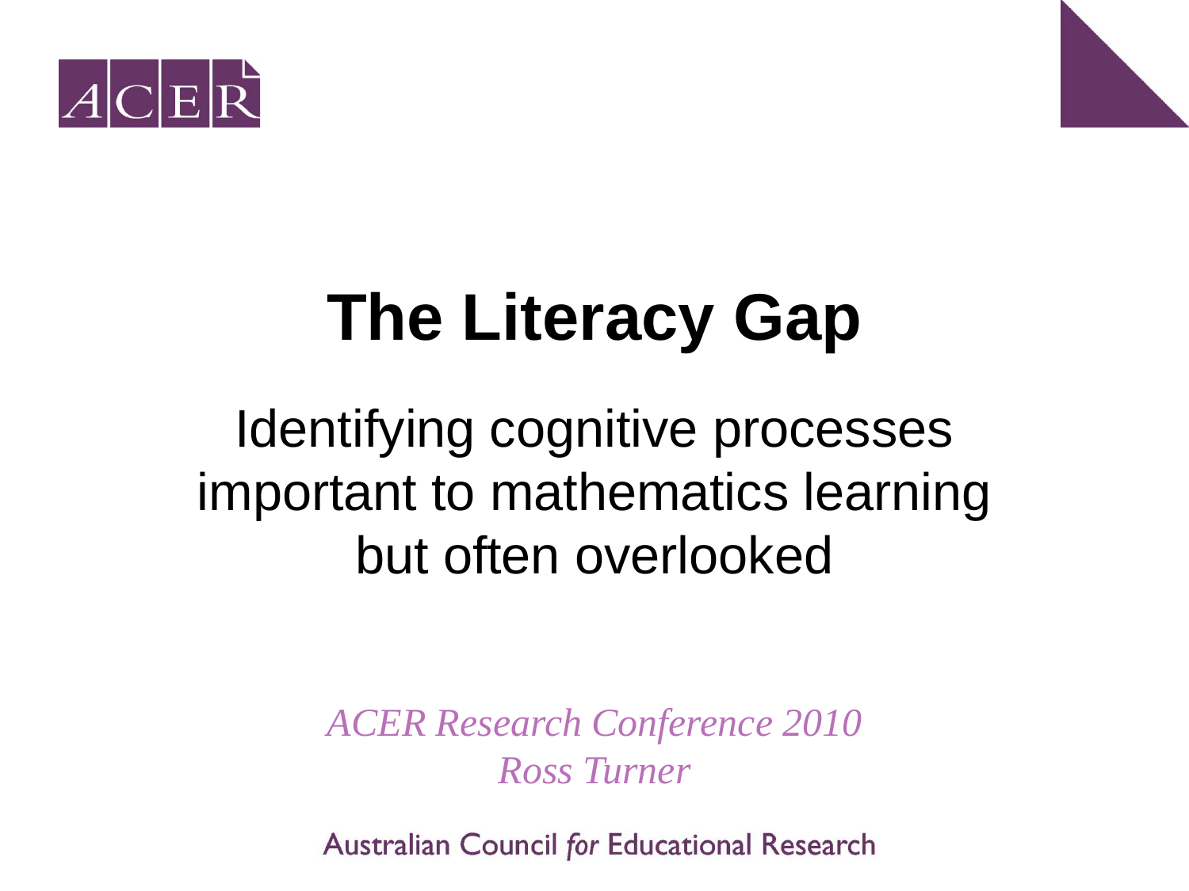# The Literacy Gap

## Identifying cognitive processes important to mathematics learning but often overlooked

*ACER Research Conference 2010*
*Ross Turner*

Australian Council *for* Educational Research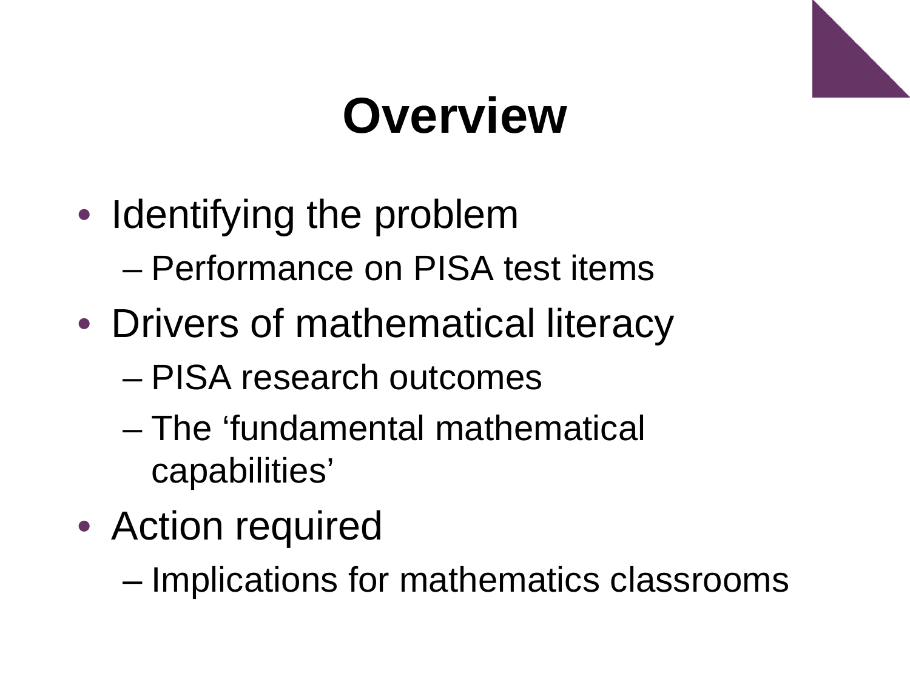# Overview

- Identifying the problem
  - Performance on PISA test items
- Drivers of mathematical literacy
  - PISA research outcomes
  - The 'fundamental mathematical capabilities'
- Action required
  - Implications for mathematics classrooms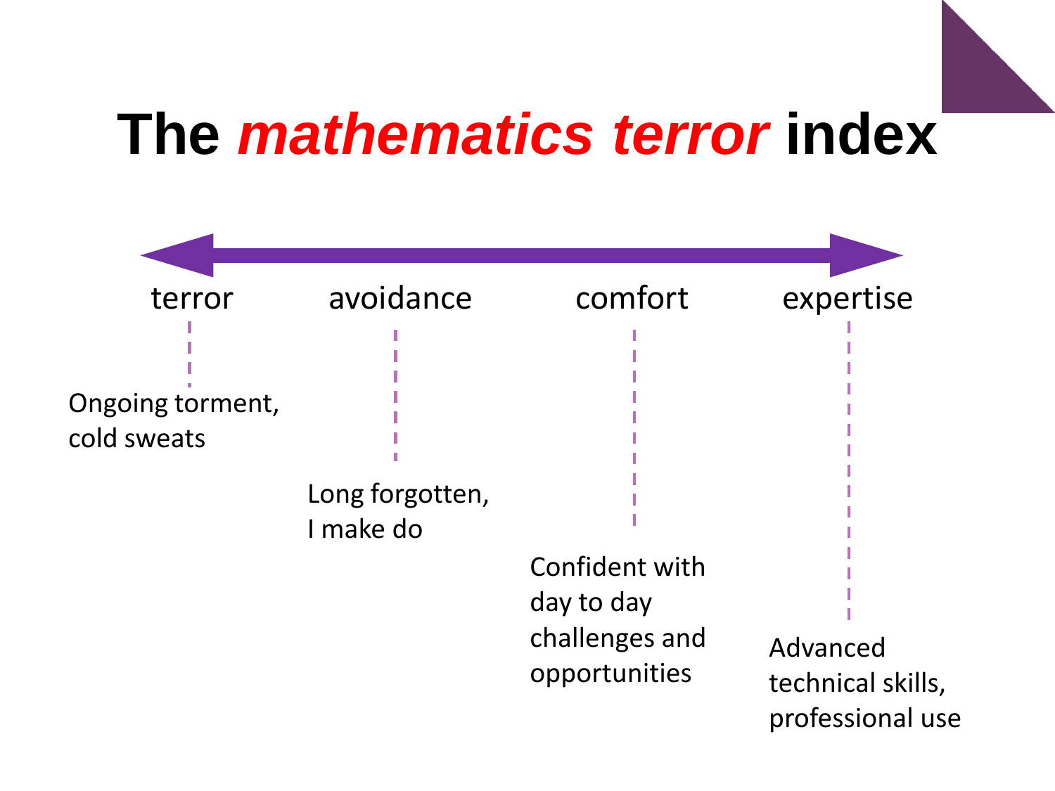# The *mathematics terror* index

| terror | avoidance | comfort | expertise |
| --- | --- | --- | --- |
| Ongoing torment, cold sweats | Long forgotten, I make do | Confident with day to day challenges and opportunities | Advanced technical skills, professional use |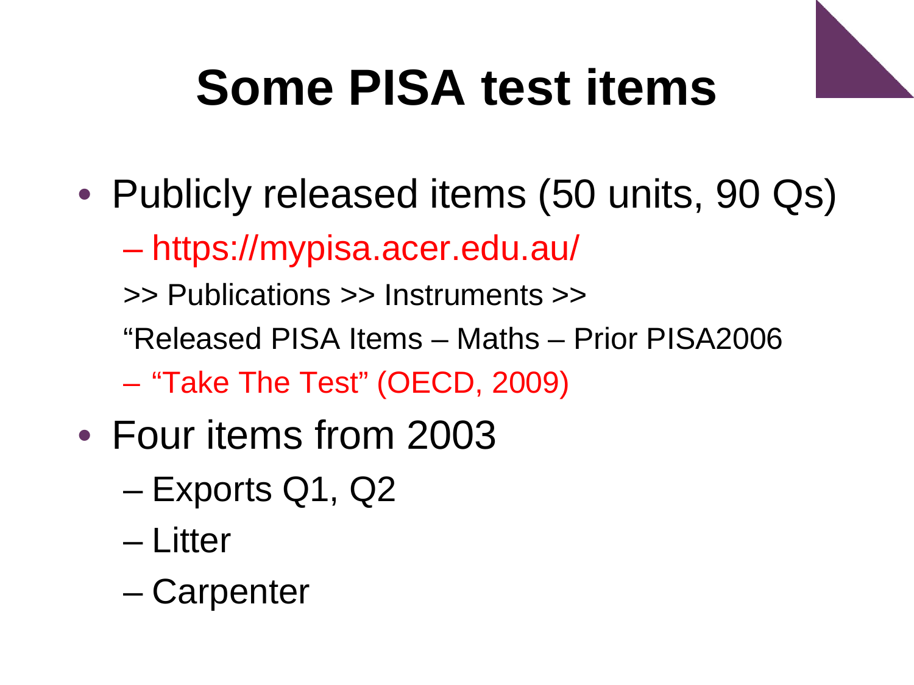# Some PISA test items

- Publicly released items (50 units, 90 Qs)
  - https://mypisa.acer.edu.au/

    >> Publications >> Instruments >>

    "Released PISA Items – Maths – Prior PISA2006
  - "Take The Test" (OECD, 2009)
- Four items from 2003
  - Exports Q1, Q2
  - Litter
  - Carpenter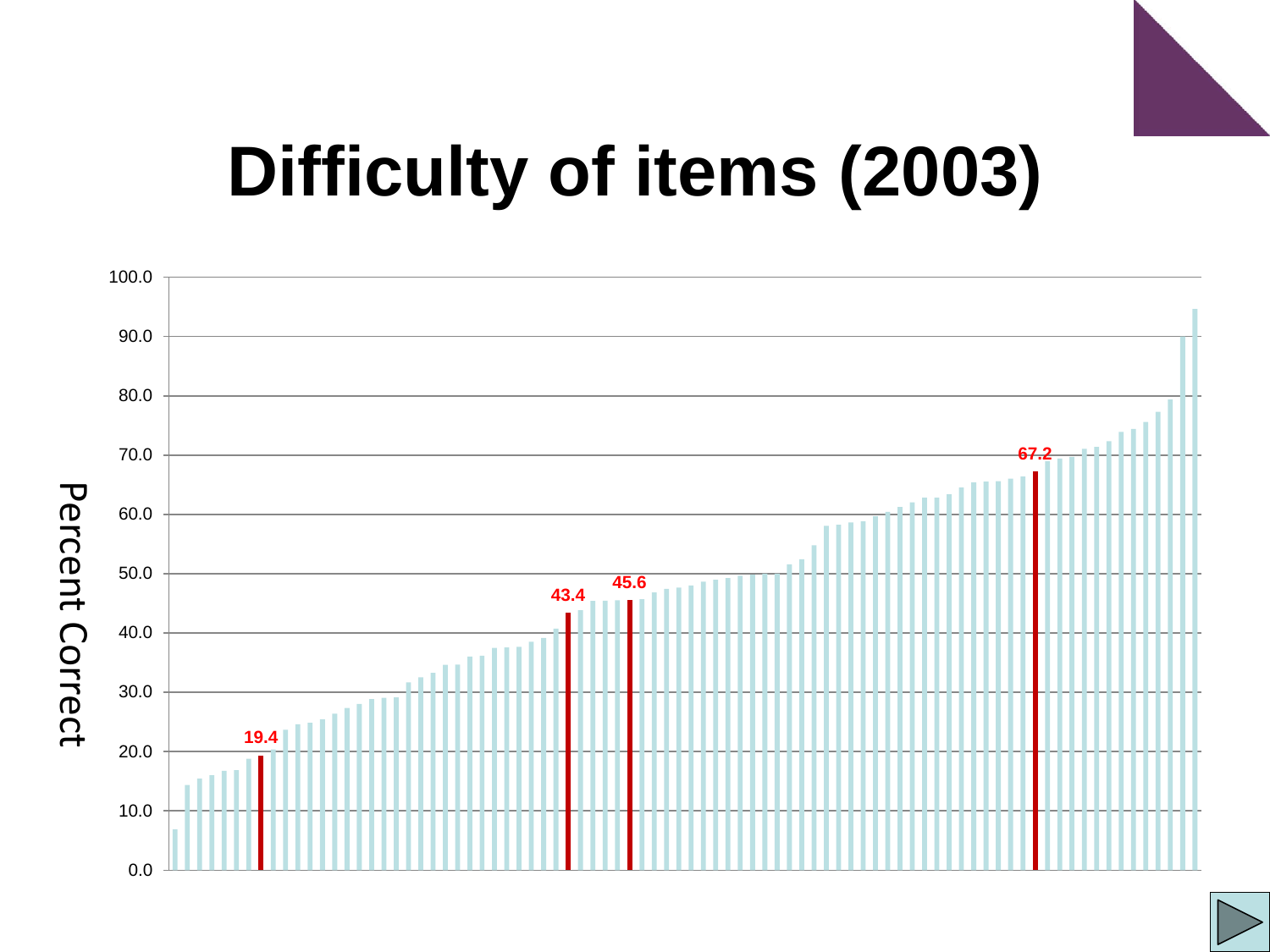# Difficulty of items (2003)

Percent Correct

100.0
90.0
80.0
70.0
60.0
50.0
40.0
30.0
20.0
10.0
0.0

19.4
43.4
45.6
67.2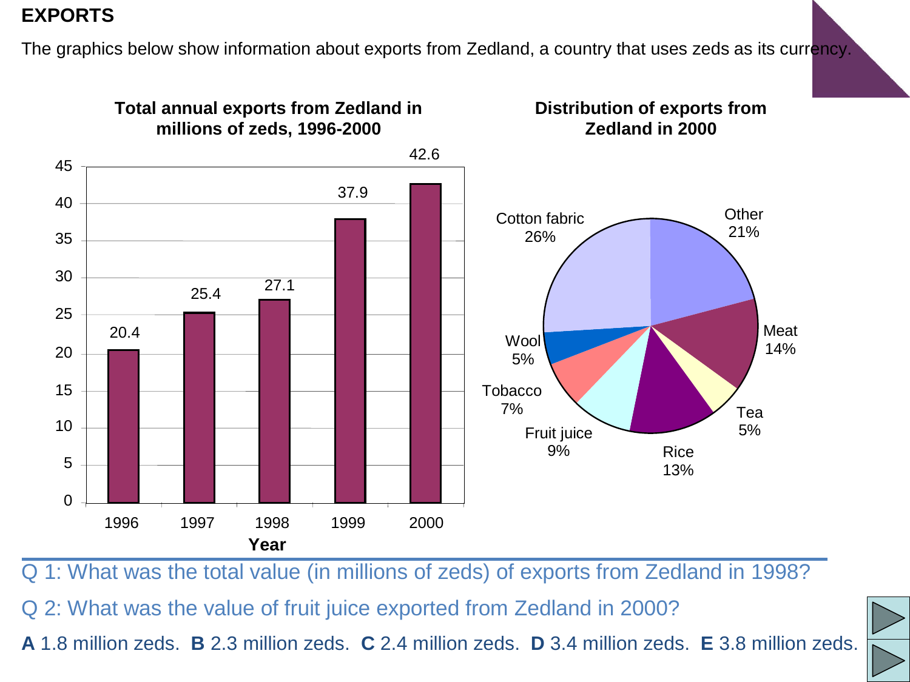# EXPORTS

The graphics below show information about exports from Zedland, a country that uses zeds as its currency.

**Total annual exports from Zedland in millions of zeds, 1996-2000**

| Year | Exports (millions of zeds) |
|---|---|
| 1996 | 20.4 |
| 1997 | 25.4 |
| 1998 | 27.1 |
| 1999 | 37.9 |
| 2000 | 42.6 |

**Distribution of exports from Zedland in 2000**

| Category | Percentage |
|---|---|
| Cotton fabric | 26% |
| Other | 21% |
| Meat | 14% |
| Tea | 5% |
| Rice | 13% |
| Fruit juice | 9% |
| Tobacco | 7% |
| Wool | 5% |

Q 1: What was the total value (in millions of zeds) of exports from Zedland in 1998?

Q 2: What was the value of fruit juice exported from Zedland in 2000?

**A** 1.8 million zeds. **B** 2.3 million zeds. **C** 2.4 million zeds. **D** 3.4 million zeds. **E** 3.8 million zeds.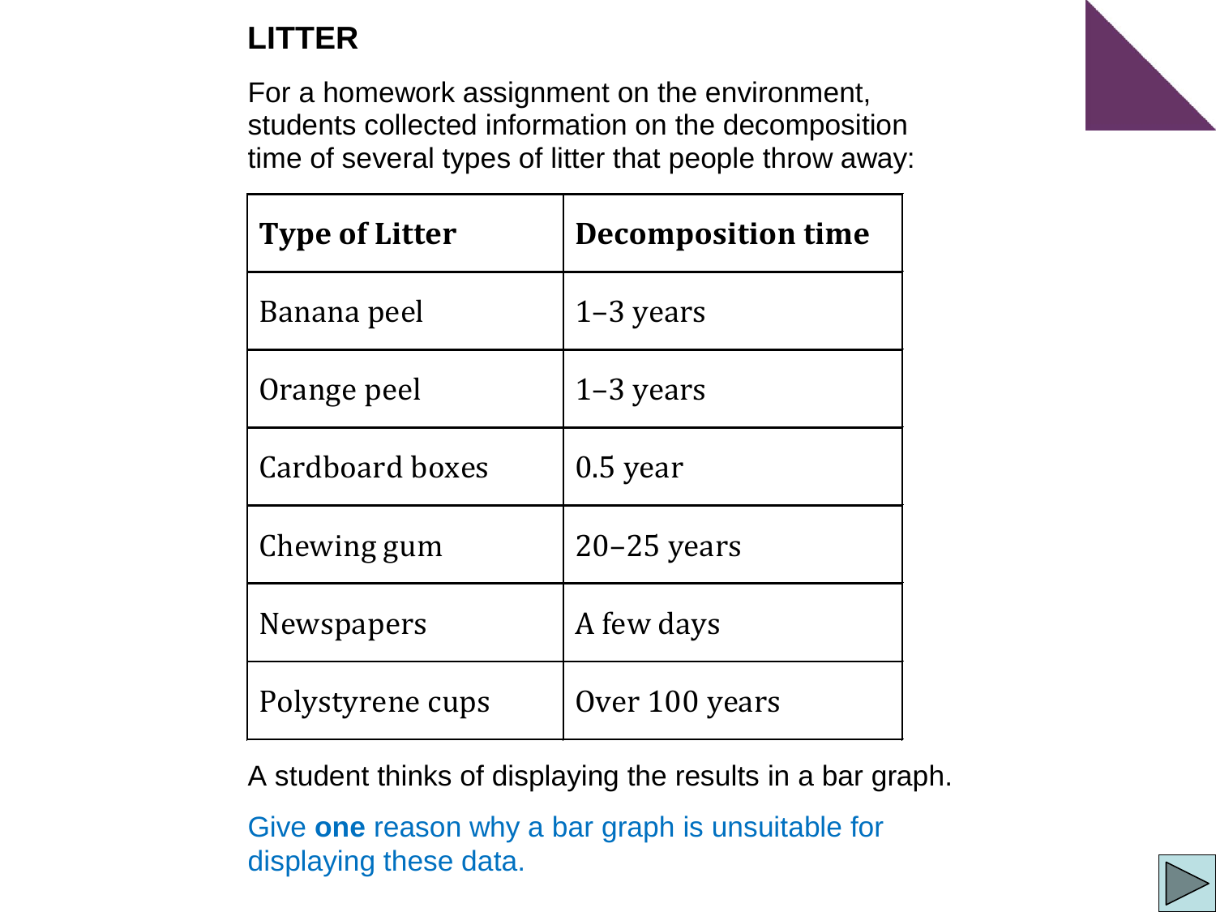# LITTER

For a homework assignment on the environment, students collected information on the decomposition time of several types of litter that people throw away:

| Type of Litter | Decomposition time |
|---|---|
| Banana peel | 1–3 years |
| Orange peel | 1–3 years |
| Cardboard boxes | 0.5 year |
| Chewing gum | 20–25 years |
| Newspapers | A few days |
| Polystyrene cups | Over 100 years |

A student thinks of displaying the results in a bar graph.

Give **one** reason why a bar graph is unsuitable for displaying these data.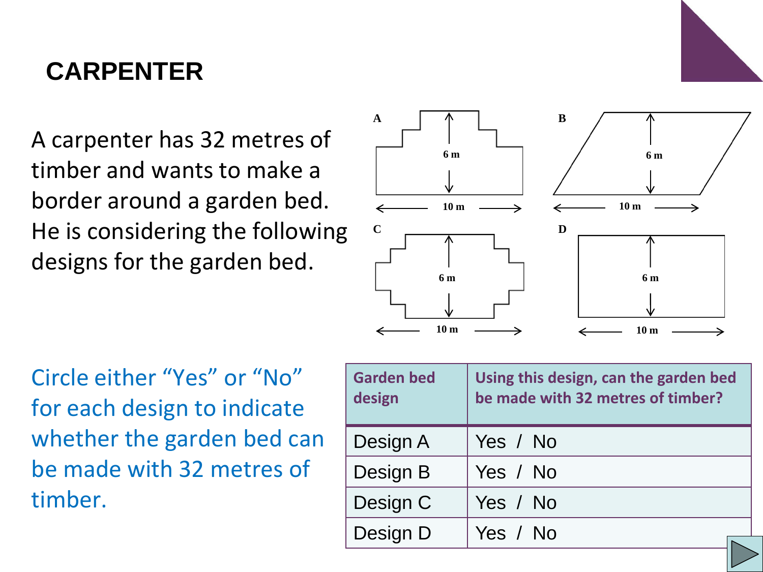# CARPENTER

A carpenter has 32 metres of timber and wants to make a border around a garden bed. He is considering the following designs for the garden bed.

A

6 m

10 m

B

6 m

10 m

C

6 m

10 m

D

6 m

10 m

Circle either "Yes" or "No" for each design to indicate whether the garden bed can be made with 32 metres of timber.

| Garden bed design | Using this design, can the garden bed be made with 32 metres of timber? |
|---|---|
| Design A | Yes / No |
| Design B | Yes / No |
| Design C | Yes / No |
| Design D | Yes / No |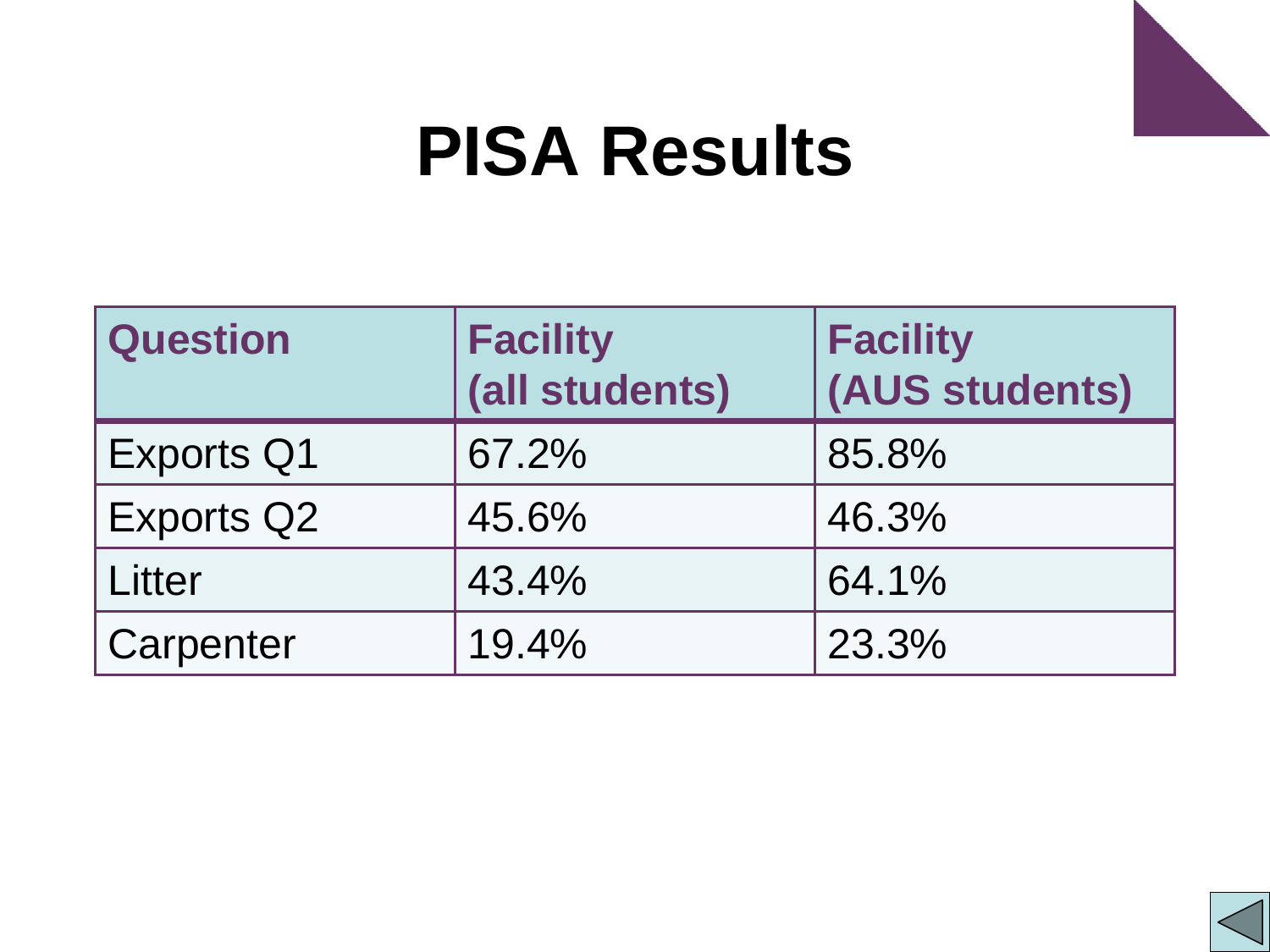# PISA Results

| Question | Facility (all students) | Facility (AUS students) |
|---|---|---|
| Exports Q1 | 67.2% | 85.8% |
| Exports Q2 | 45.6% | 46.3% |
| Litter | 43.4% | 64.1% |
| Carpenter | 19.4% | 23.3% |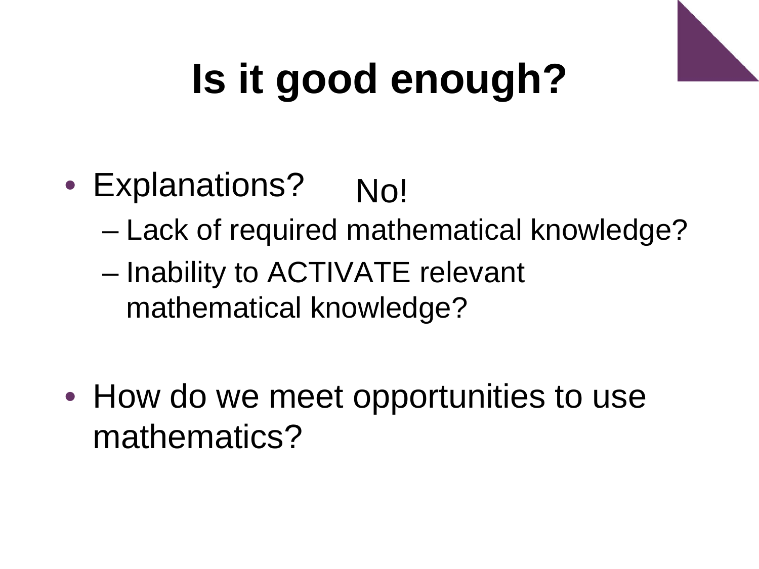# Is it good enough?

- Explanations? No!
  - Lack of required mathematical knowledge?
  - Inability to ACTIVATE relevant mathematical knowledge?

- How do we meet opportunities to use mathematics?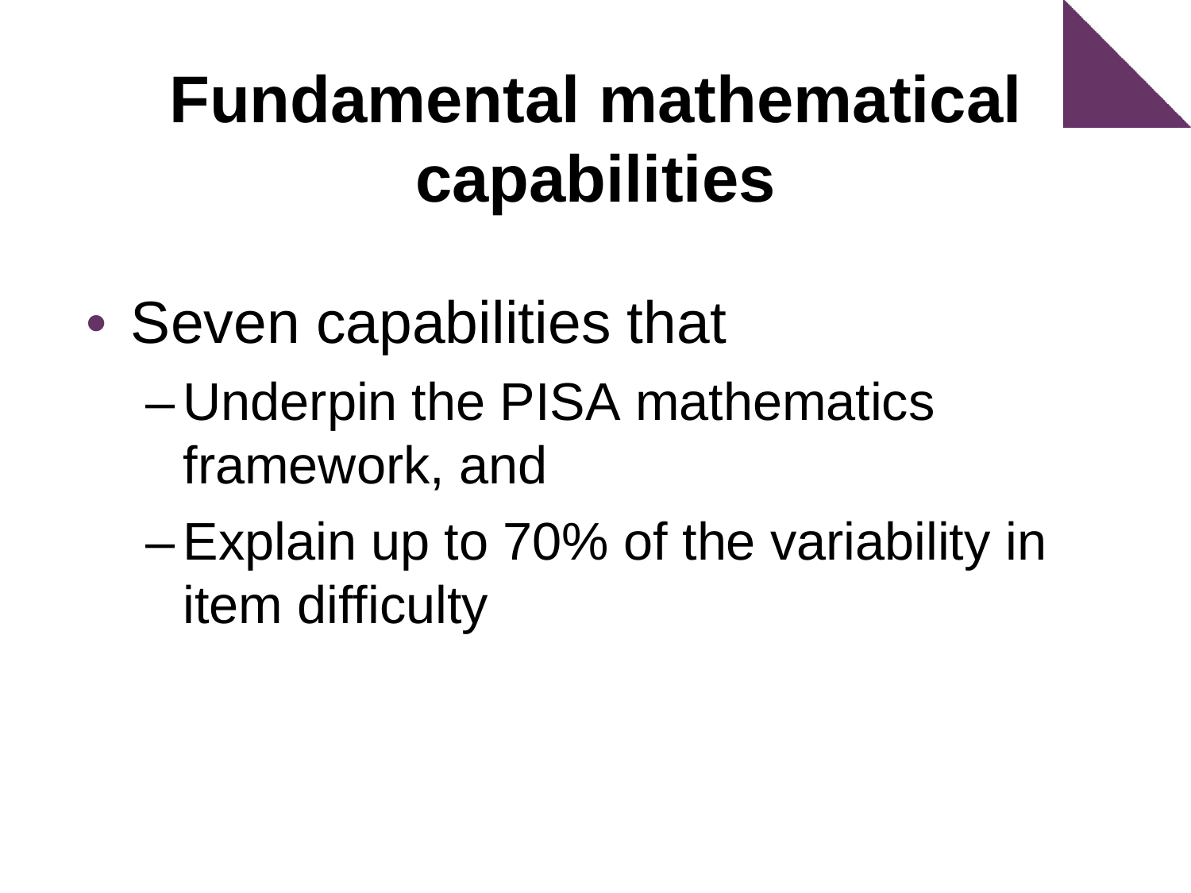# Fundamental mathematical capabilities

- Seven capabilities that
  - Underpin the PISA mathematics framework, and
  - Explain up to 70% of the variability in item difficulty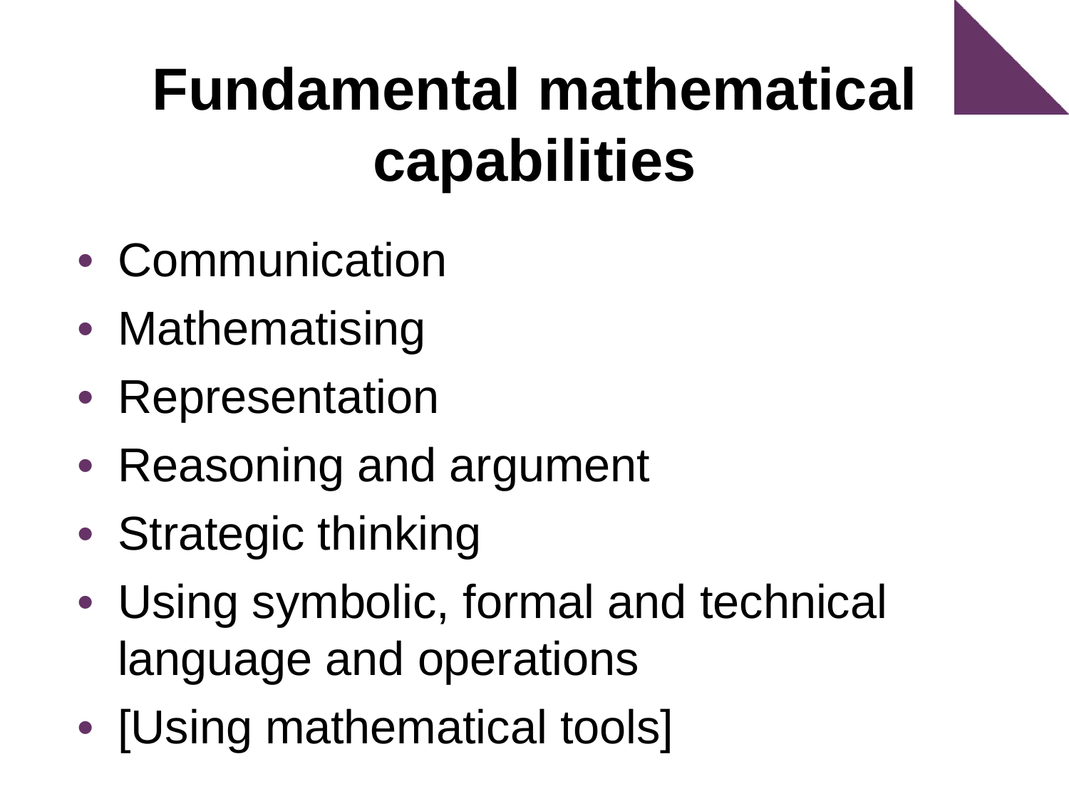# Fundamental mathematical capabilities

- Communication
- Mathematising
- Representation
- Reasoning and argument
- Strategic thinking
- Using symbolic, formal and technical language and operations
- [Using mathematical tools]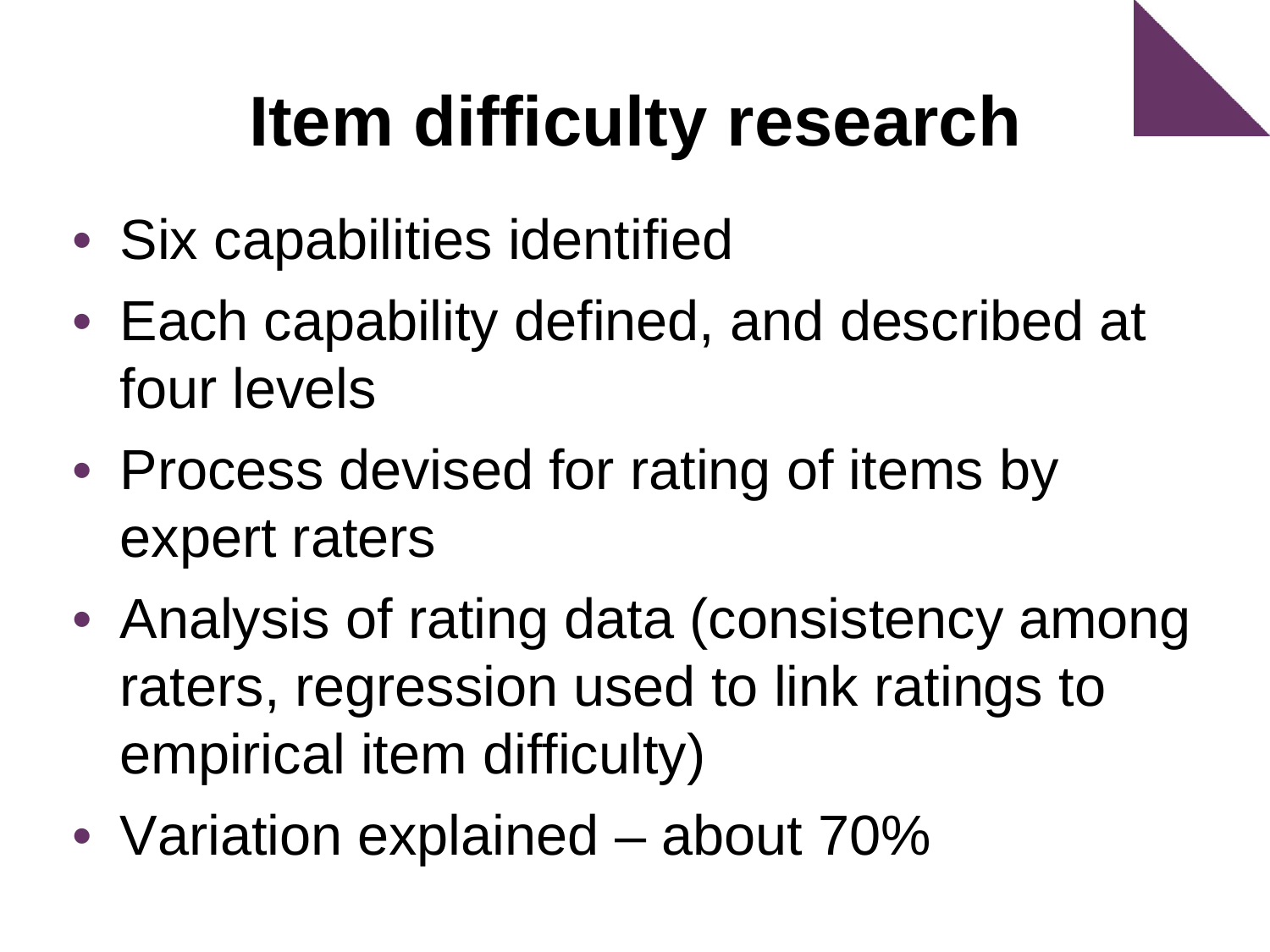# Item difficulty research

- Six capabilities identified
- Each capability defined, and described at four levels
- Process devised for rating of items by expert raters
- Analysis of rating data (consistency among raters, regression used to link ratings to empirical item difficulty)
- Variation explained – about 70%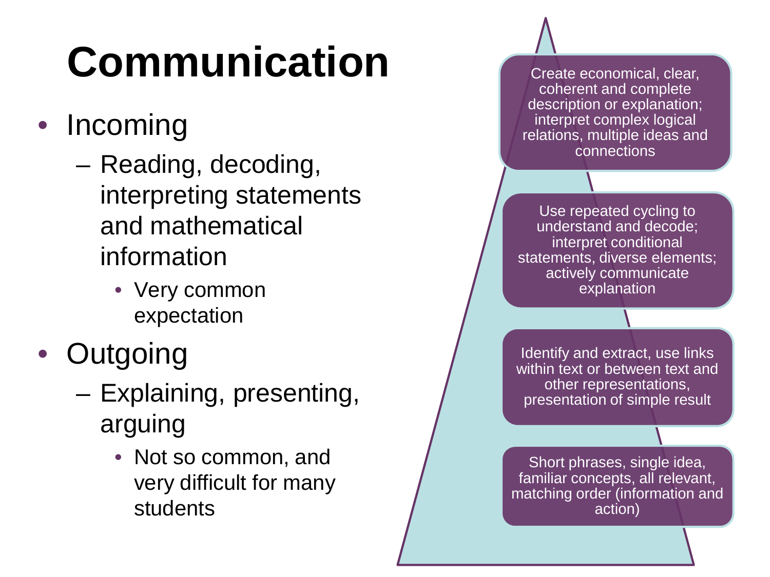# Communication

- Incoming
  - Reading, decoding, interpreting statements and mathematical information
    - Very common expectation
- Outgoing
  - Explaining, presenting, arguing
    - Not so common, and very difficult for many students

Create economical, clear, coherent and complete description or explanation; interpret complex logical relations, multiple ideas and connections

Use repeated cycling to understand and decode; interpret conditional statements, diverse elements; actively communicate explanation

Identify and extract, use links within text or between text and other representations, presentation of simple result

Short phrases, single idea, familiar concepts, all relevant, matching order (information and action)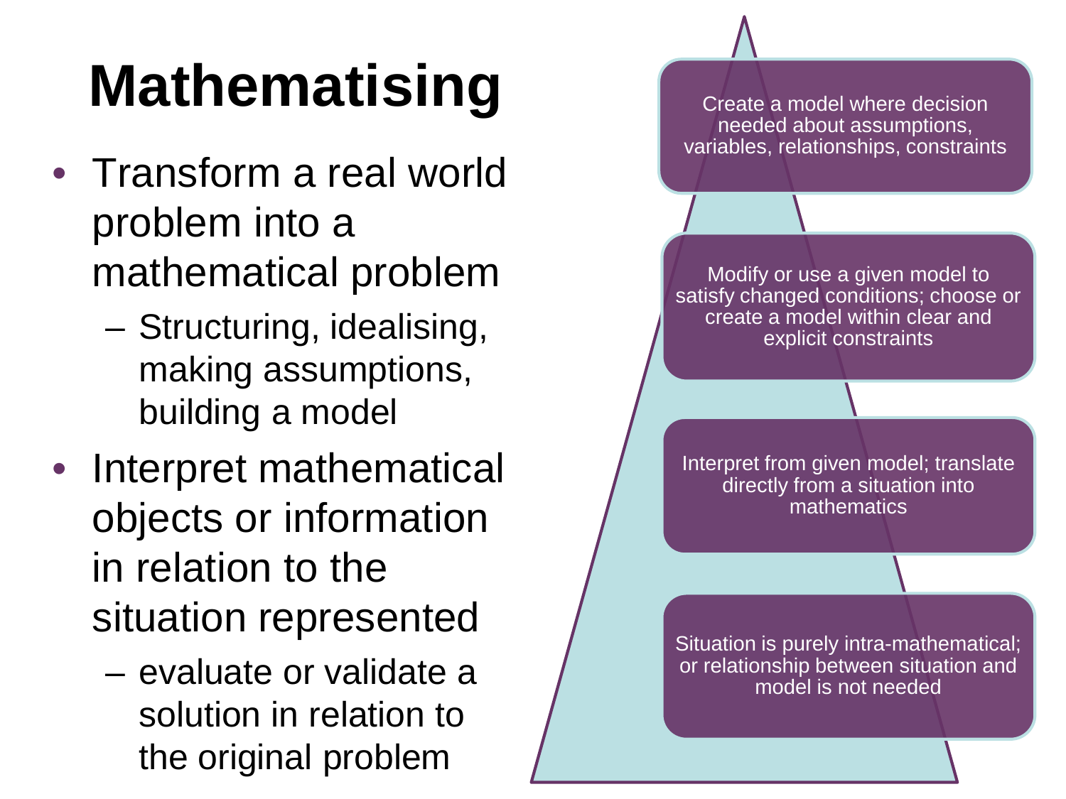# Mathematatising

- Transform a real world problem into a mathematical problem
  - Structuring, idealising, making assumptions, building a model
- Interpret mathematical objects or information in relation to the situation represented
  - evaluate or validate a solution in relation to the original problem

Create a model where decision needed about assumptions, variables, relationships, constraints

Modify or use a given model to satisfy changed conditions; choose or create a model within clear and explicit constraints

Interpret from given model; translate directly from a situation into mathematics

Situation is purely intra-mathematical; or relationship between situation and model is not needed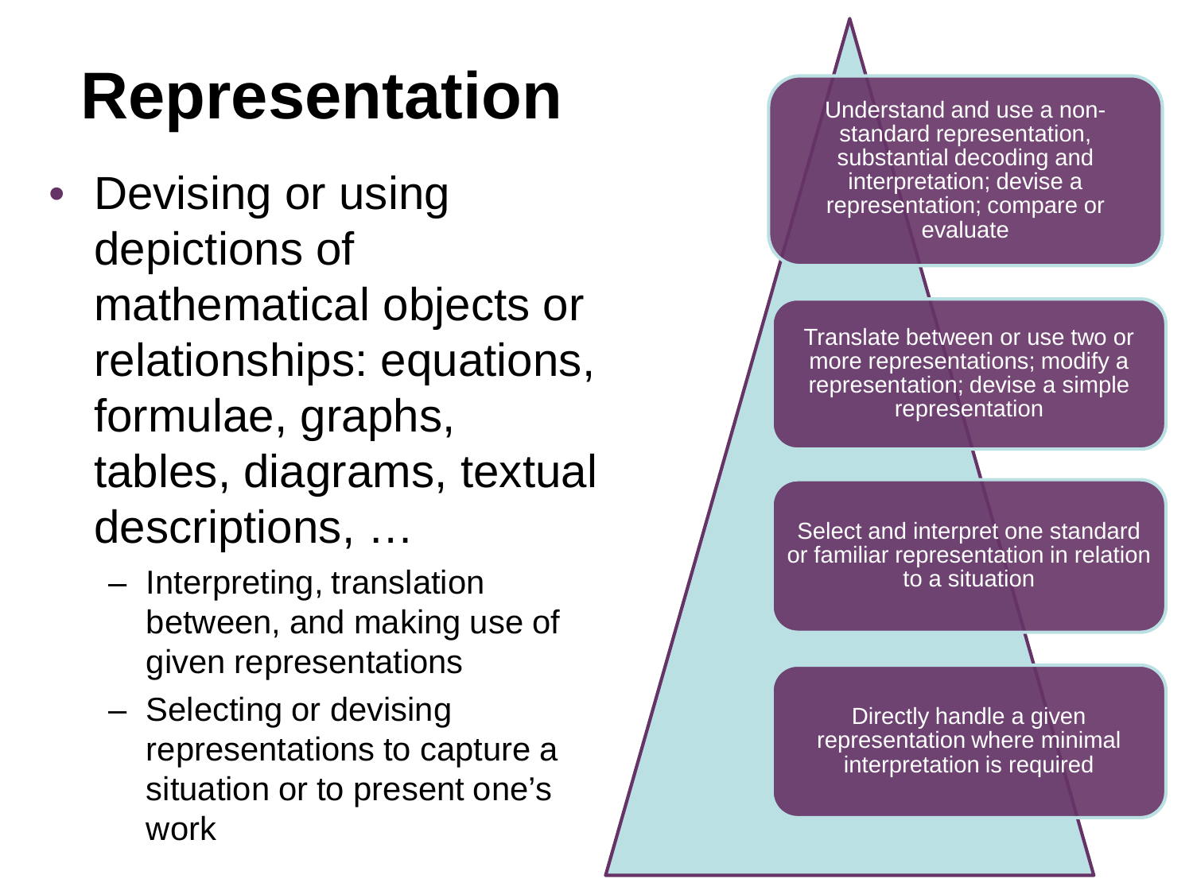# Representation

- Devising or using depictions of mathematical objects or relationships: equations, formulae, graphs, tables, diagrams, textual descriptions, …
  - Interpreting, translation between, and making use of given representations
  - Selecting or devising representations to capture a situation or to present one's work

Understand and use a non-standard representation, substantial decoding and interpretation; devise a representation; compare or evaluate

Translate between or use two or more representations; modify a representation; devise a simple representation

Select and interpret one standard or familiar representation in relation to a situation

Directly handle a given representation where minimal interpretation is required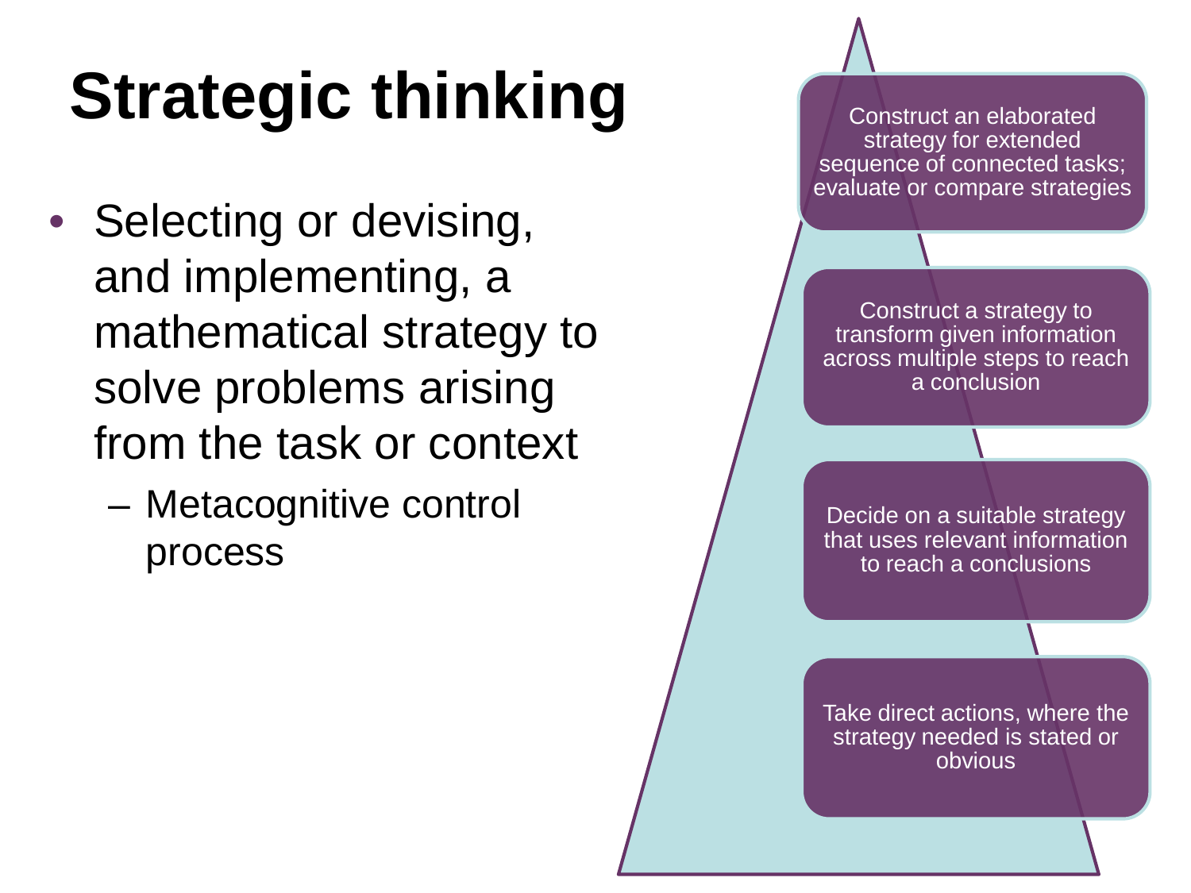# Strategic thinking

- Selecting or devising, and implementing, a mathematical strategy to solve problems arising from the task or context
  - Metacognitive control process

Construct an elaborated strategy for extended sequence of connected tasks; evaluate or compare strategies

Construct a strategy to transform given information across multiple steps to reach a conclusion

Decide on a suitable strategy that uses relevant information to reach a conclusions

Take direct actions, where the strategy needed is stated or obvious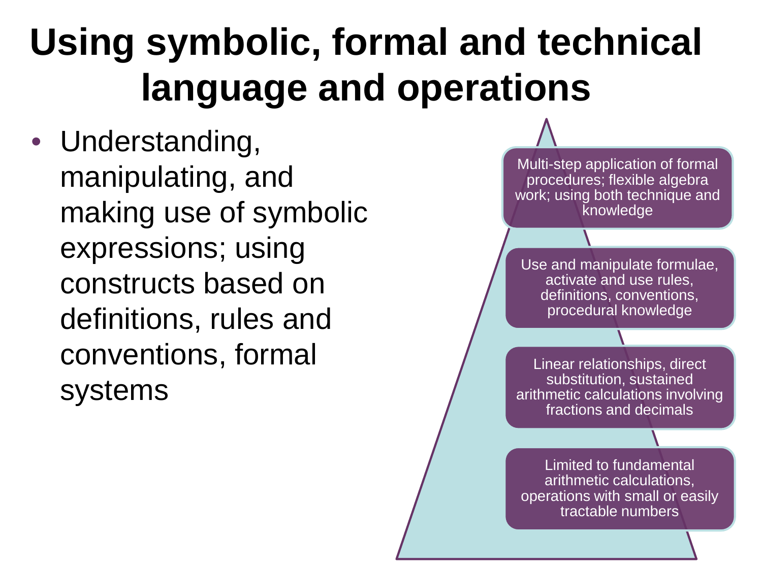# Using symbolic, formal and technical language and operations

- Understanding, manipulating, and making use of symbolic expressions; using constructs based on definitions, rules and conventions, formal systems

Multi-step application of formal procedures; flexible algebra work; using both technique and knowledge

Use and manipulate formulae, activate and use rules, definitions, conventions, procedural knowledge

Linear relationships, direct substitution, sustained arithmetic calculations involving fractions and decimals

Limited to fundamental arithmetic calculations, operations with small or easily tractable numbers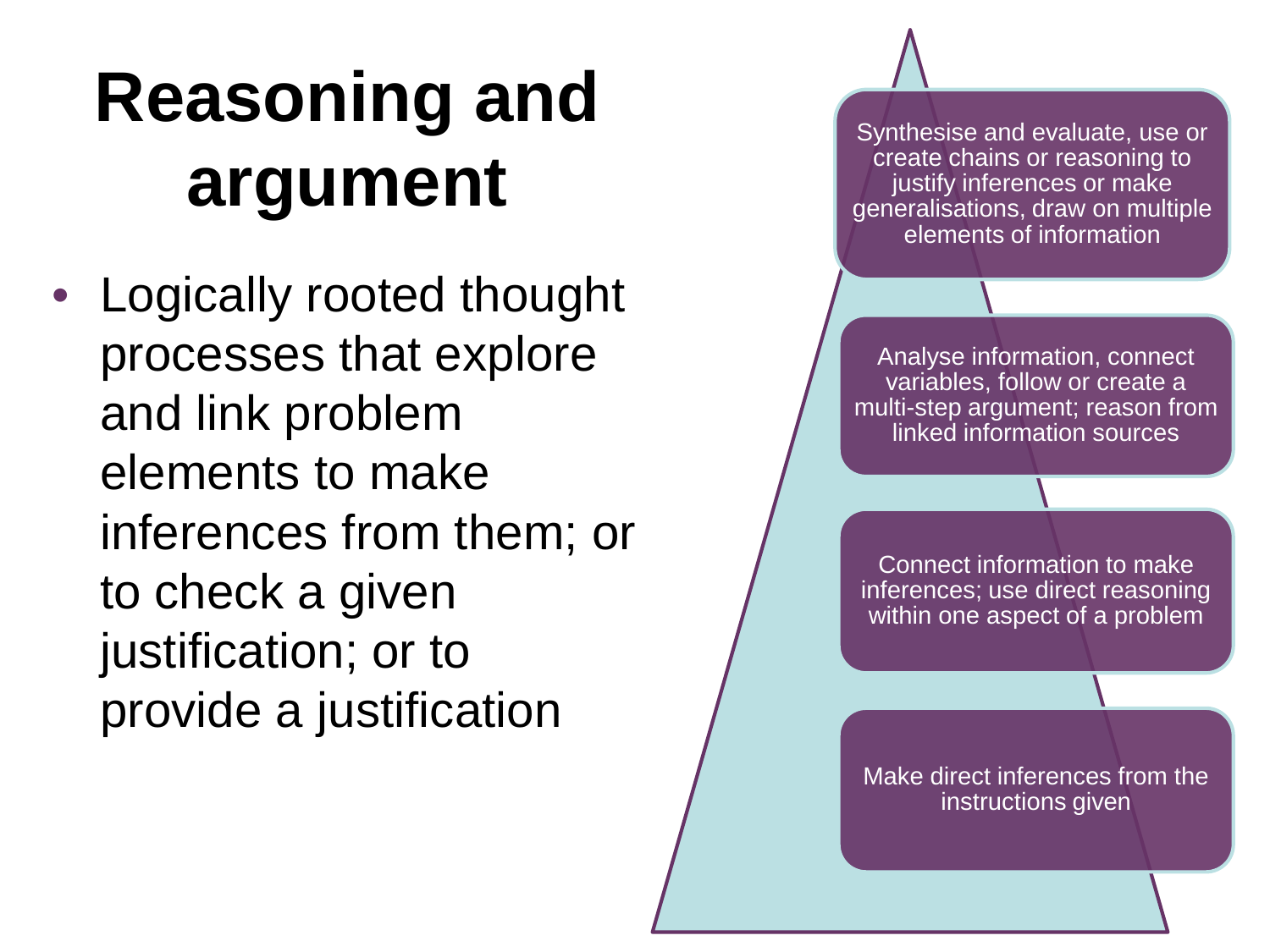# Reasoning and argument

- Logically rooted thought processes that explore and link problem elements to make inferences from them; or to check a given justification; or to provide a justification

Synthesise and evaluate, use or create chains or reasoning to justify inferences or make generalisations, draw on multiple elements of information

Analyse information, connect variables, follow or create a multi-step argument; reason from linked information sources

Connect information to make inferences; use direct reasoning within one aspect of a problem

Make direct inferences from the instructions given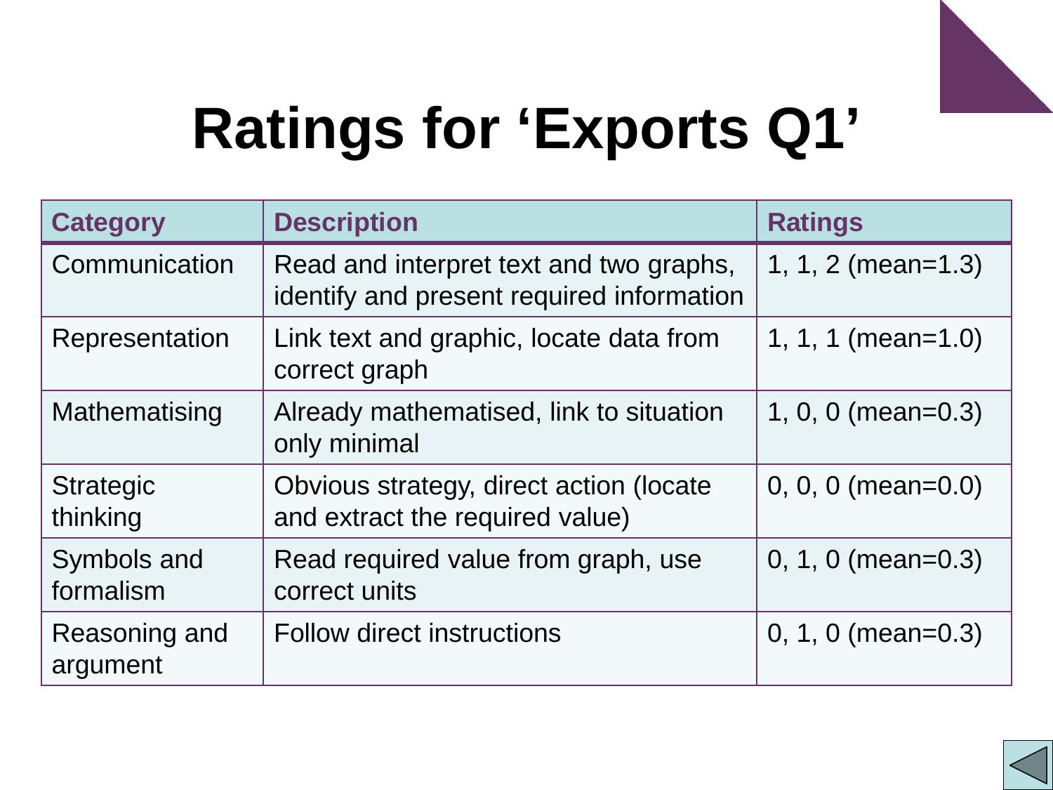# Ratings for 'Exports Q1'

| Category | Description | Ratings |
| --- | --- | --- |
| Communication | Read and interpret text and two graphs, identify and present required information | 1, 1, 2 (mean=1.3) |
| Representation | Link text and graphic, locate data from correct graph | 1, 1, 1 (mean=1.0) |
| Mathematising | Already mathematised, link to situation only minimal | 1, 0, 0 (mean=0.3) |
| Strategic thinking | Obvious strategy, direct action (locate and extract the required value) | 0, 0, 0 (mean=0.0) |
| Symbols and formalism | Read required value from graph, use correct units | 0, 1, 0 (mean=0.3) |
| Reasoning and argument | Follow direct instructions | 0, 1, 0 (mean=0.3) |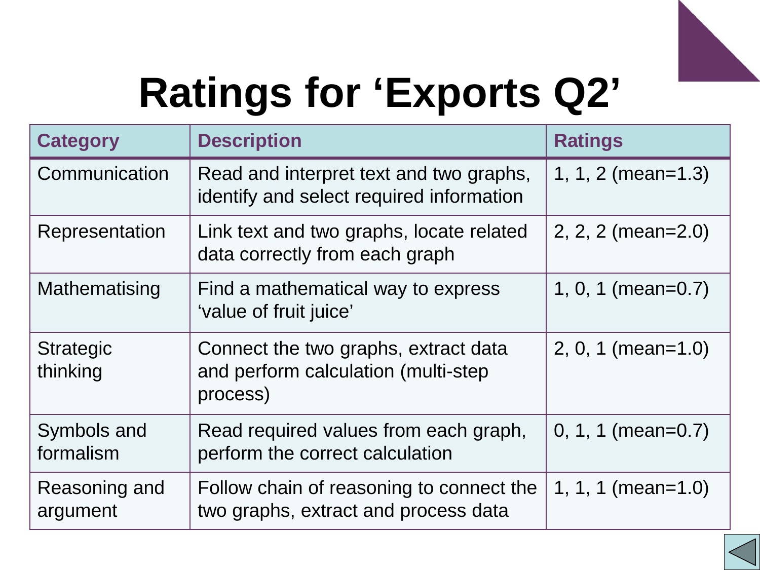# Ratings for 'Exports Q2'

| Category | Description | Ratings |
|---|---|---|
| Communication | Read and interpret text and two graphs, identify and select required information | 1, 1, 2 (mean=1.3) |
| Representation | Link text and two graphs, locate related data correctly from each graph | 2, 2, 2 (mean=2.0) |
| Mathematising | Find a mathematical way to express 'value of fruit juice' | 1, 0, 1 (mean=0.7) |
| Strategic thinking | Connect the two graphs, extract data and perform calculation (multi-step process) | 2, 0, 1 (mean=1.0) |
| Symbols and formalism | Read required values from each graph, perform the correct calculation | 0, 1, 1 (mean=0.7) |
| Reasoning and argument | Follow chain of reasoning to connect the two graphs, extract and process data | 1, 1, 1 (mean=1.0) |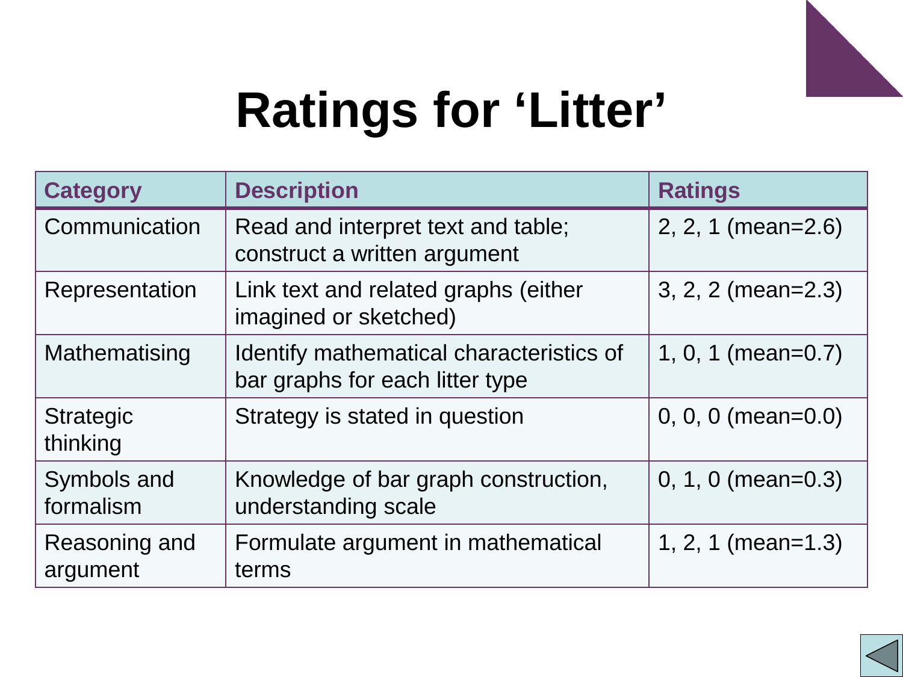# Ratings for 'Litter'

| Category | Description | Ratings |
| --- | --- | --- |
| Communication | Read and interpret text and table; construct a written argument | 2, 2, 1 (mean=2.6) |
| Representation | Link text and related graphs (either imagined or sketched) | 3, 2, 2 (mean=2.3) |
| Mathematising | Identify mathematical characteristics of bar graphs for each litter type | 1, 0, 1 (mean=0.7) |
| Strategic thinking | Strategy is stated in question | 0, 0, 0 (mean=0.0) |
| Symbols and formalism | Knowledge of bar graph construction, understanding scale | 0, 1, 0 (mean=0.3) |
| Reasoning and argument | Formulate argument in mathematical terms | 1, 2, 1 (mean=1.3) |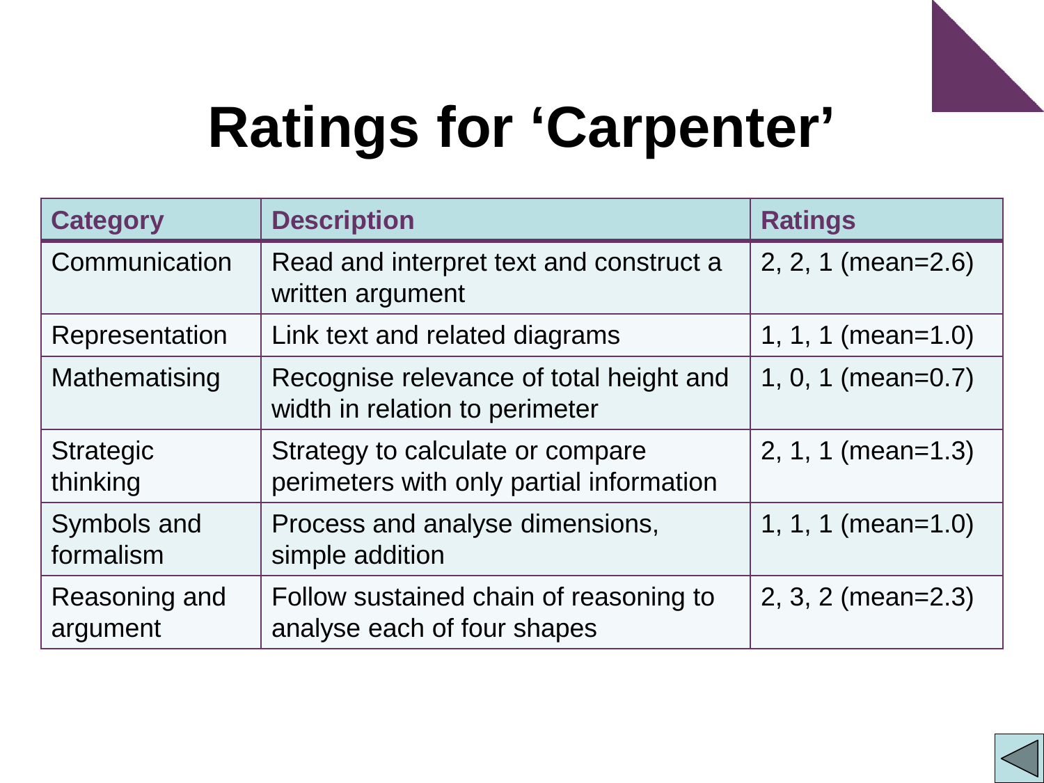# Ratings for 'Carpenter'

| Category | Description | Ratings |
| --- | --- | --- |
| Communication | Read and interpret text and construct a written argument | 2, 2, 1 (mean=2.6) |
| Representation | Link text and related diagrams | 1, 1, 1 (mean=1.0) |
| Mathematising | Recognise relevance of total height and width in relation to perimeter | 1, 0, 1 (mean=0.7) |
| Strategic thinking | Strategy to calculate or compare perimeters with only partial information | 2, 1, 1 (mean=1.3) |
| Symbols and formalism | Process and analyse dimensions, simple addition | 1, 1, 1 (mean=1.0) |
| Reasoning and argument | Follow sustained chain of reasoning to analyse each of four shapes | 2, 3, 2 (mean=2.3) |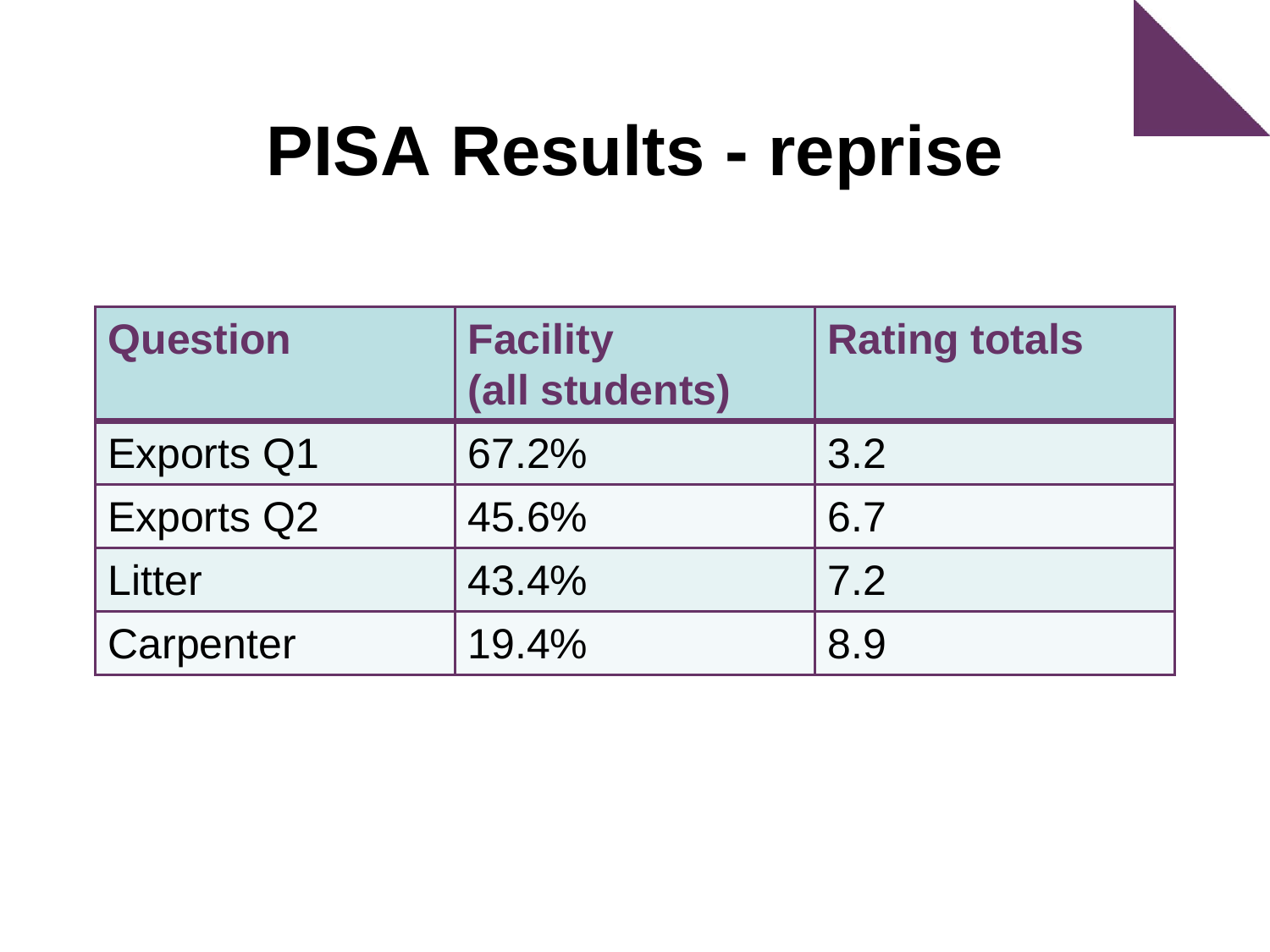# PISA Results - reprise

| Question | Facility (all students) | Rating totals |
| --- | --- | --- |
| Exports Q1 | 67.2% | 3.2 |
| Exports Q2 | 45.6% | 6.7 |
| Litter | 43.4% | 7.2 |
| Carpenter | 19.4% | 8.9 |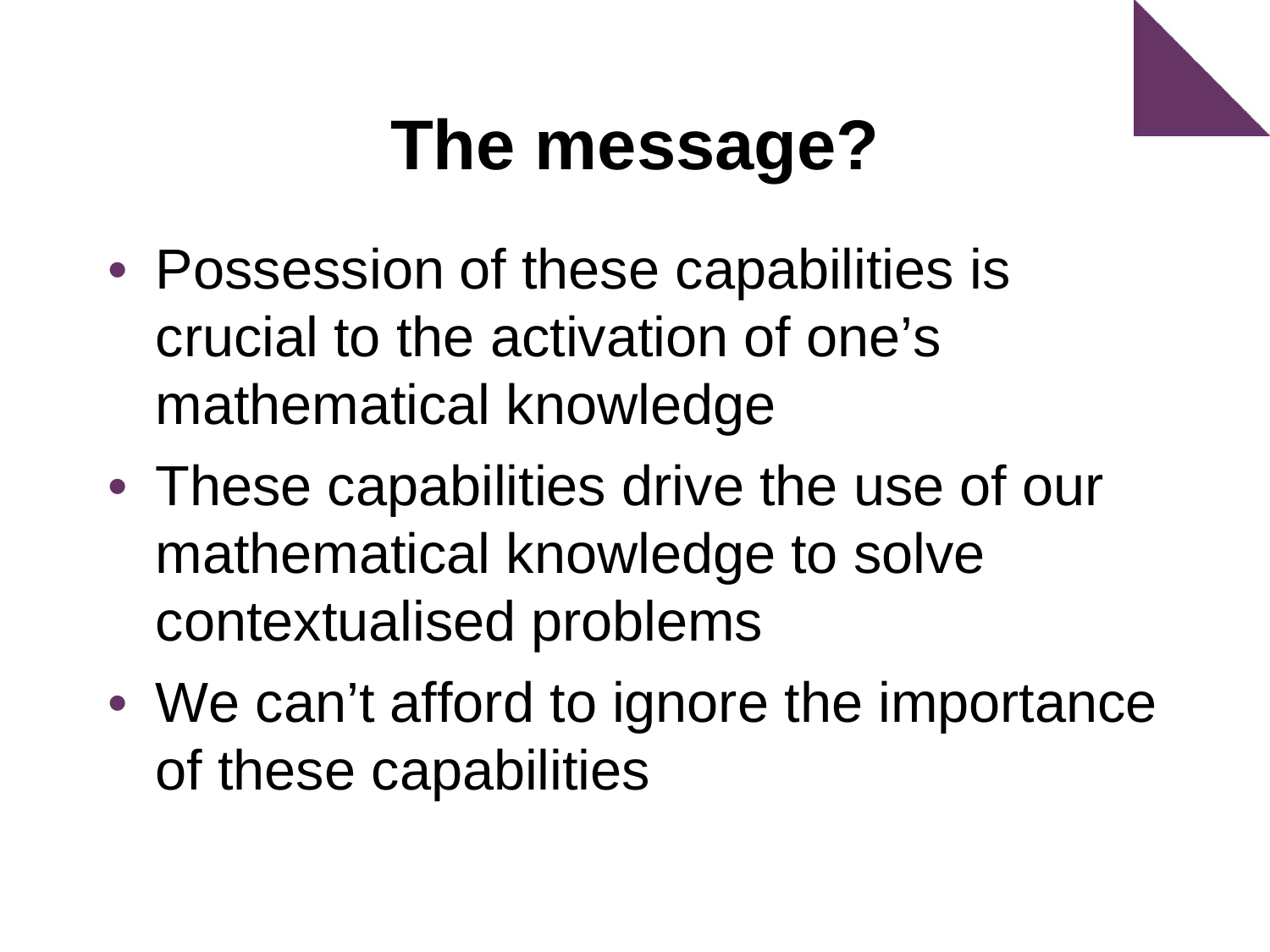# The message?

- Possession of these capabilities is crucial to the activation of one's mathematical knowledge
- These capabilities drive the use of our mathematical knowledge to solve contextualised problems
- We can't afford to ignore the importance of these capabilities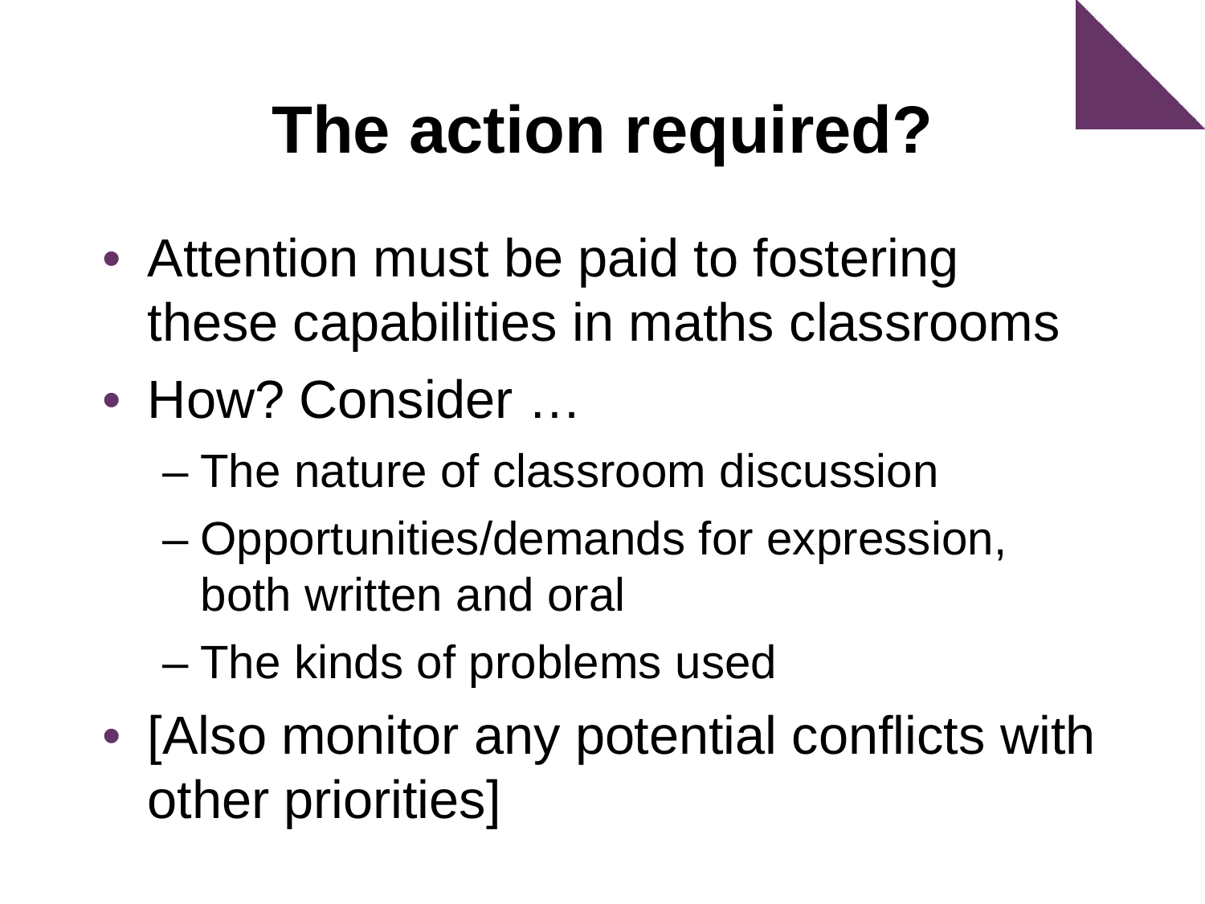# The action required?

- Attention must be paid to fostering these capabilities in maths classrooms
- How? Consider …
  - The nature of classroom discussion
  - Opportunities/demands for expression, both written and oral
  - The kinds of problems used
- [Also monitor any potential conflicts with other priorities]